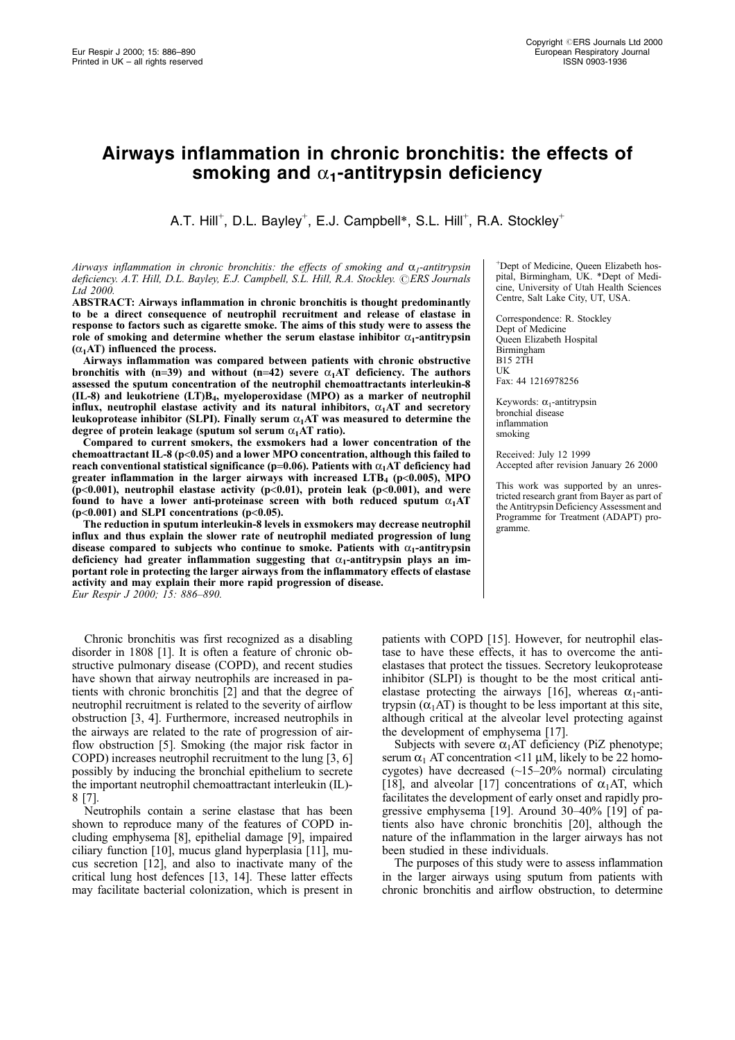# Airways inflammation in chronic bronchitis: the effects of smoking and $\alpha_1$-antitrypsin deficiency

A.T. Hill[+], D.L. Bayley[+], E.J. Campbell*, S.L. Hill[+], R.A. Stockley[+]

*Airways inflammation in chronic bronchitis: the effects of smoking and $\alpha_1$-antitrypsin deficiency. A.T. Hill, D.L. Bayley, E.J. Campbell, S.L. Hill, R.A. Stockley. ©ERS Journals Ltd 2000.*

**ABSTRACT: Airways inflammation in chronic bronchitis is thought predominantly to be a direct consequence of neutrophil recruitment and release of elastase in response to factors such as cigarette smoke. The aims of this study were to assess the role of smoking and determine whether the serum elastase inhibitor $\alpha_1$-antitrypsin ($\alpha_1$AT) influenced the process.**

**Airways inflammation was compared between patients with chronic obstructive bronchitis with (n=39) and without (n=42) severe $\alpha_1$AT deficiency. The authors assessed the sputum concentration of the neutrophil chemoattractants interleukin-8 (IL-8) and leukotriene (LT)$B_4$, myeloperoxidase (MPO) as a marker of neutrophil influx, neutrophil elastase activity and its natural inhibitors, $\alpha_1$AT and secretory leukoprotease inhibitor (SLPI). Finally serum $\alpha_1$AT was measured to determine the degree of protein leakage (sputum sol serum $\alpha_1$AT ratio).**

**Compared to current smokers, the exsmokers had a lower concentration of the chemoattractant IL-8 ($p<0.05$) and a lower MPO concentration, although this failed to reach conventional statistical significance ($p=0.06$). Patients with $\alpha_1$AT deficiency had greater inflammation in the larger airways with increased $LTB_4$ ($p<0.005$), MPO ($p<0.001$), neutrophil elastase activity ($p<0.01$), protein leak ($p<0.001$), and were found to have a lower anti-proteinase screen with both reduced sputum $\alpha_1$AT ($p<0.001$) and SLPI concentrations ($p<0.05$).**

**The reduction in sputum interleukin-8 levels in exsmokers may decrease neutrophil influx and thus explain the slower rate of neutrophil mediated progression of lung disease compared to subjects who continue to smoke. Patients with $\alpha_1$-antitrypsin deficiency had greater inflammation suggesting that $\alpha_1$-antitrypsin plays an important role in protecting the larger airways from the inflammatory effects of elastase activity and may explain their more rapid progression of disease.**
*Eur Respir J 2000; 15: 886–890.*

[+]Dept of Medicine, Queen Elizabeth hospital, Birmingham, UK. *Dept of Medicine, University of Utah Health Sciences Centre, Salt Lake City, UT, USA.

Correspondence: R. Stockley
Dept of Medicine
Queen Elizabeth Hospital
Birmingham
B15 2TH
UK
Fax: 44 1216978256

Keywords: $\alpha_1$-antitrypsin
bronchial disease
inflammation
smoking

Received: July 12 1999
Accepted after revision January 26 2000

This work was supported by an unrestricted research grant from Bayer as part of the Antitrypsin Deficiency Assessment and Programme for Treatment (ADAPT) programme.

Chronic bronchitis was first recognized as a disabling disorder in 1808 [1]. It is often a feature of chronic obstructive pulmonary disease (COPD), and recent studies have shown that airway neutrophils are increased in patients with chronic bronchitis [2] and that the degree of neutrophil recruitment is related to the severity of airflow obstruction [3, 4]. Furthermore, increased neutrophils in the airways are related to the rate of progression of airflow obstruction [5]. Smoking (the major risk factor in COPD) increases neutrophil recruitment to the lung [3, 6] possibly by inducing the bronchial epithelium to secrete the important neutrophil chemoattractant interleukin (IL)-8 [7].

Neutrophils contain a serine elastase that has been shown to reproduce many of the features of COPD including emphysema [8], epithelial damage [9], impaired ciliary function [10], mucus gland hyperplasia [11], mucus secretion [12], and also to inactivate many of the critical lung host defences [13, 14]. These latter effects may facilitate bacterial colonization, which is present in patients with COPD [15]. However, for neutrophil elastase to have these effects, it has to overcome the antielastases that protect the tissues. Secretory leukoprotease inhibitor (SLPI) is thought to be the most critical antielastase protecting the airways [16], whereas $\alpha_1$-antitrypsin ($\alpha_1$AT) is thought to be less important at this site, although critical at the alveolar level protecting against the development of emphysema [17].

Subjects with severe $\alpha_1$AT deficiency (PiZ phenotype; serum $\alpha_1$ AT concentration <11 µM, likely to be 22 homocygotes) have decreased (~15–20% normal) circulating [18], and alveolar [17] concentrations of $\alpha_1$AT, which facilitates the development of early onset and rapidly progressive emphysema [19]. Around 30–40% [19] of patients also have chronic bronchitis [20], although the nature of the inflammation in the larger airways has not been studied in these individuals.

The purposes of this study were to assess inflammation in the larger airways using sputum from patients with chronic bronchitis and airflow obstruction, to determine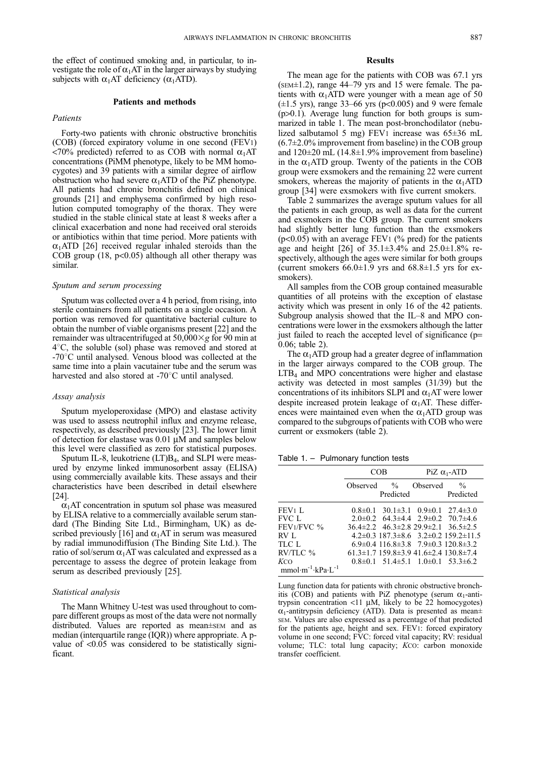the effect of continued smoking and, in particular, to investigate the role of $\alpha_1$AT in the larger airways by studying subjects with $\alpha_1$AT deficiency ($\alpha_1$ATD).

## Patients and methods

### Patients

Forty-two patients with chronic obstructive bronchitis (COB) (forced expiratory volume in one second ($FEV_1$) <70% predicted) referred to as COB with normal $\alpha_1$AT concentrations (PiMM phenotype, likely to be MM homocygotes) and 39 patients with a similar degree of airflow obstruction who had severe $\alpha_1$ATD of the PiZ phenotype. All patients had chronic bronchitis defined on clinical grounds [21] and emphysema confirmed by high resolution computed tomography of the thorax. They were studied in the stable clinical state at least 8 weeks after a clinical exacerbation and none had received oral steroids or antibiotics within that time period. More patients with $\alpha_1$ATD [26] received regular inhaled steroids than the COB group (18, $p<0.05$) although all other therapy was similar.

### Sputum and serum processing

Sputum was collected over a 4 h period, from rising, into sterile containers from all patients on a single occasion. A portion was removed for quantitative bacterial culture to obtain the number of viable organisms present [22] and the remainder was ultracentrifuged at $50,000\times g$ for 90 min at 4°C, the soluble (sol) phase was removed and stored at -70°C until analysed. Venous blood was collected at the same time into a plain vacutainer tube and the serum was harvested and also stored at -70°C until analysed.

### Assay analysis

Sputum myeloperoxidase (MPO) and elastase activity was used to assess neutrophil influx and enzyme release, respectively, as described previously [23]. The lower limit of detection for elastase was 0.01 µM and samples below this level were classified as zero for statistical purposes.

Sputum IL-8, leukotriene $(LT)B_4$, and SLPI were measured by enzyme linked immunosorbent assay (ELISA) using commercially available kits. These assays and their characteristics have been described in detail elsewhere [24].

$\alpha_1$AT concentration in sputum sol phase was measured by ELISA relative to a commercially available serum standard (The Binding Site Ltd., Birmingham, UK) as described previously [16] and $\alpha_1$AT in serum was measured by radial immunodiffusion (The Binding Site Ltd.). The ratio of sol/serum $\alpha_1$AT was calculated and expressed as a percentage to assess the degree of protein leakage from serum as described previously [25].

### Statistical analysis

The Mann Whitney U-test was used throughout to compare different groups as most of the data were not normally distributed. Values are reported as mean±SEM and as median (interquartile range (IQR)) where appropriate. A p-value of <0.05 was considered to be statistically significant.

## Results

The mean age for the patients with COB was 67.1 yrs (SEM±1.2), range 44–79 yrs and 15 were female. The patients with $\alpha_1$ATD were younger with a mean age of 50 (±1.5 yrs), range 33–66 yrs ($p<0.005$) and 9 were female ($p>0.1$). Average lung function for both groups is summarized in table 1. The mean post-bronchodilator (nebulized salbutamol 5 mg) $FEV_1$ increase was 65±36 mL (6.7±2.0% improvement from baseline) in the COB group and 120±20 mL (14.8±1.9% improvement from baseline) in the $\alpha_1$ATD group. Twenty of the patients in the COB group were exsmokers and the remaining 22 were current smokers, whereas the majority of patients in the $\alpha_1$ATD group [34] were exsmokers with five current smokers.

Table 2 summarizes the average sputum values for all the patients in each group, as well as data for the current and exsmokers in the COB group. The current smokers had slightly better lung function than the exsmokers ($p<0.05$) with an average $FEV_1$ (% pred) for the patients age and height [26] of 35.1±3.4% and 25.0±1.8% respectively, although the ages were similar for both groups (current smokers 66.0±1.9 yrs and 68.8±1.5 yrs for exsmokers).

All samples from the COB group contained measurable quantities of all proteins with the exception of elastase activity which was present in only 16 of the 42 patients. Subgroup analysis showed that the IL–8 and MPO concentrations were lower in the exsmokers although the latter just failed to reach the accepted level of significance ($p=0.06$; table 2).

The $\alpha_1$ATD group had a greater degree of inflammation in the larger airways compared to the COB group. The $LTB_4$ and MPO concentrations were higher and elastase activity was detected in most samples (31/39) but the concentrations of its inhibitors SLPI and $\alpha_1$AT were lower despite increased protein leakage of $\alpha_1$AT. These differences were maintained even when the $\alpha_1$ATD group was compared to the subgroups of patients with COB who were current or exsmokers (table 2).

Table 1. – Pulmonary function tests

| | COB | | PiZ $\alpha_1$-ATD | |
|---|---|---|---|---|
| | Observed | % Predicted | Observed | % Predicted |
| $FEV_1$ L | 0.8±0.1 | 30.1±3.1 | 0.9±0.1 | 27.4±3.0 |
| FVC L | 2.0±0.2 | 64.3±4.4 | 2.9±0.2 | 70.7±4.6 |
| $FEV_1$/FVC % | 36.4±2.2 | 46.3±2.8 | 29.9±2.1 | 36.5±2.5 |
| RV L | 4.2±0.3 | 187.3±8.6 | 3.2±0.2 | 159.2±11.5 |
| TLC L | 6.9±0.4 | 116.8±3.8 | 7.9±0.3 | 120.8±3.2 |
| RV/TLC % | 61.3±1.7 | 159.8±3.9 | 41.6±2.4 | 130.8±7.4 |
| KCO $mmol \cdot m^{-1} \cdot kPa \cdot L^{-1}$ | 0.8±0.1 | 51.4±5.1 | 1.0±0.1 | 53.3±6.2 |

Lung function data for patients with chronic obstructive bronchitis (COB) and patients with PiZ phenotype (serum $\alpha_1$-antitrypsin concentration <11 µM, likely to be 22 homocygotes) $\alpha_1$-antitrypsin deficiency (ATD). Data is presented as mean± SEM. Values are also expressed as a percentage of that predicted for the patients age, height and sex. $FEV_1$: forced expiratory volume in one second; FVC: forced vital capacity; RV: residual volume; TLC: total lung capacity; KCO: carbon monoxide transfer coefficient.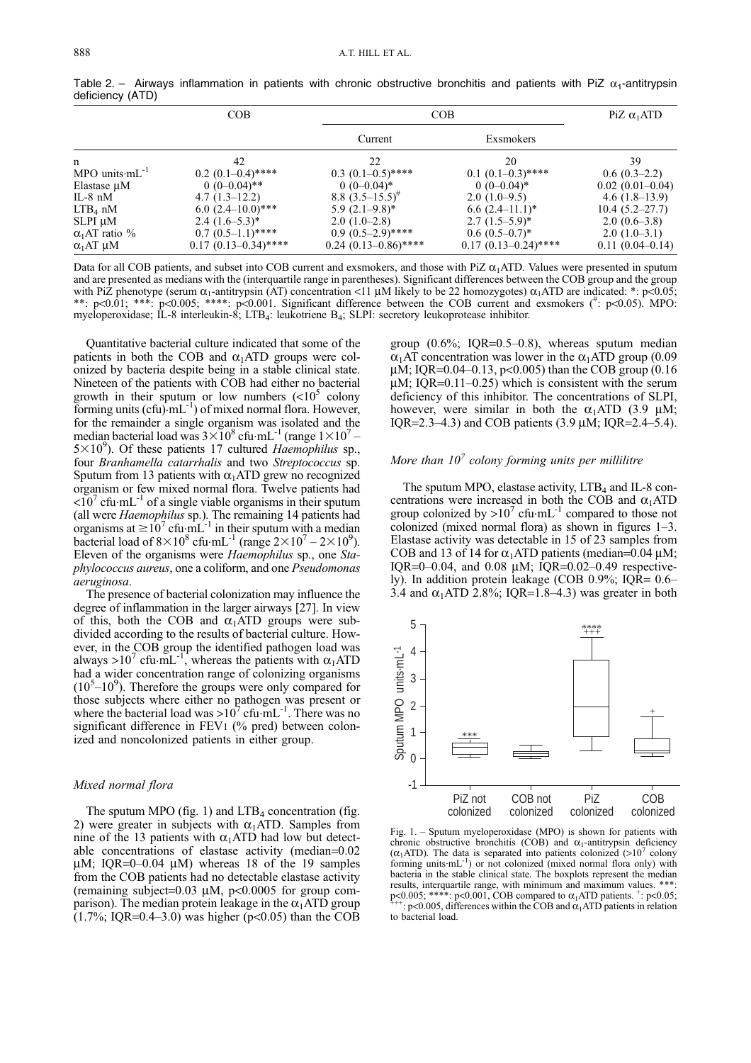Table 2. – Airways inflammation in patients with chronic obstructive bronchitis and patients with PiZ $\alpha_1$-antitrypsin deficiency (ATD)

| | COB | COB | | PiZ $\alpha_1$ATD |
|---|---|---|---|---|
| | | Current | Exsmokers | |
| n | 42 | 22 | 20 | 39 |
| MPO units·mL$^{-1}$ | 0.2 (0.1–0.4)**** | 0.3 (0.1–0.5)**** | 0.1 (0.1–0.3)**** | 0.6 (0.3–2.2) |
| Elastase µM | 0 (0–0.04)** | 0 (0–0.04)* | 0 (0–0.04)* | 0.02 (0.01–0.04) |
| IL-8 nM | 4.7 (1.3–12.2) | 8.8 (3.5–15.5)# | 2.0 (1.0–9.5) | 4.6 (1.8–13.9) |
| $LTB_4$ nM | 6.0 (2.4–10.0)*** | 5.9 (2.1–9.8)* | 6.6 (2.4–11.1)* | 10.4 (5.2–27.7) |
| SLPI µM | 2.4 (1.6–5.3)* | 2.0 (1.0–2.8) | 2.7 (1.5–5.9)* | 2.0 (0.6–3.8) |
| $\alpha_1$AT ratio % | 0.7 (0.5–1.1)**** | 0.9 (0.5–2.9)**** | 0.6 (0.5–0.7)* | 2.0 (1.0–3.1) |
| $\alpha_1$AT µM | 0.17 (0.13–0.34)**** | 0.24 (0.13–0.86)**** | 0.17 (0.13–0.24)**** | 0.11 (0.04–0.14) |

Data for all COB patients, and subset into COB current and exsmokers, and those with PiZ $\alpha_1$ATD. Values were presented in sputum and are presented as medians with the (interquartile range in parentheses). Significant differences between the COB group and the group with PiZ phenotype (serum $\alpha_1$-antitrypsin (AT) concentration <11 µM likely to be 22 homozygotes) $\alpha_1$ATD are indicated: *: $p<0.05$; **: $p<0.01$; ***: $p<0.005$; ****: $p<0.001$. Significant difference between the COB current and exsmokers (#: $p<0.05$). MPO: myeloperoxidase; IL-8 interleukin-8; $LTB_4$: leukotriene $B_4$; SLPI: secretory leukoprotease inhibitor.

Quantitative bacterial culture indicated that some of the patients in both the COB and $\alpha_1$ATD groups were colonized by bacteria despite being in a stable clinical state. Nineteen of the patients with COB had either no bacterial growth in their sputum or low numbers ($<10^5$ colony forming units (cfu)·mL$^{-1}$) of mixed normal flora. However, for the remainder a single organism was isolated and the median bacterial load was $3\times10^8$ cfu·mL$^{-1}$ (range $1\times10^7$ – $5\times10^9$). Of these patients 17 cultured *Haemophilus* sp., four *Branhamella catarrhalis* and two *Streptococcus* sp. Sputum from 13 patients with $\alpha_1$ATD grew no recognized organism or few mixed normal flora. Twelve patients had $<10^7$ cfu·mL$^{-1}$ of a single viable organisms in their sputum (all were *Haemophilus* sp.). The remaining 14 patients had organisms at $\geq10^7$ cfu·mL$^{-1}$ in their sputum with a median bacterial load of $8\times10^8$ cfu·mL$^{-1}$ (range $2\times10^7$ – $2\times10^9$). Eleven of the organisms were *Haemophilus* sp., one *Staphylococcus aureus*, one a coliform, and one *Pseudomonas aeruginosa*.

The presence of bacterial colonization may influence the degree of inflammation in the larger airways [27]. In view of this, both the COB and $\alpha_1$ATD groups were subdivided according to the results of bacterial culture. However, in the COB group the identified pathogen load was always $>10^7$ cfu·mL$^{-1}$, whereas the patients with $\alpha_1$ATD had a wider concentration range of colonizing organisms ($10^5$–$10^9$). Therefore the groups were only compared for those subjects where either no pathogen was present or where the bacterial load was $>10^7$ cfu·mL$^{-1}$. There was no significant difference in FEV1 (% pred) between colonized and noncolonized patients in either group.

### *Mixed normal flora*

The sputum MPO (fig. 1) and $LTB_4$ concentration (fig. 2) were greater in subjects with $\alpha_1$ATD. Samples from nine of the 13 patients with $\alpha_1$ATD had low but detectable concentrations of elastase activity (median=0.02 µM; IQR=0–0.04 µM) whereas 18 of the 19 samples from the COB patients had no detectable elastase activity (remaining subject=0.03 µM, $p<0.0005$ for group comparison). The median protein leakage in the $\alpha_1$ATD group (1.7%; IQR=0.4–3.0) was higher ($p<0.05$) than the COB group (0.6%; IQR=0.5–0.8), whereas sputum median $\alpha_1$AT concentration was lower in the $\alpha_1$ATD group (0.09 µM; IQR=0.04–0.13, $p<0.005$) than the COB group (0.16 µM; IQR=0.11–0.25) which is consistent with the serum deficiency of this inhibitor. The concentrations of SLPI, however, were similar in both the $\alpha_1$ATD (3.9 µM; IQR=2.3–4.3) and COB patients (3.9 µM; IQR=2.4–5.4).

### *More than $10^7$ colony forming units per millilitre*

The sputum MPO, elastase activity, $LTB_4$ and IL-8 concentrations were increased in both the COB and $\alpha_1$ATD group colonized by $>10^7$ cfu·mL$^{-1}$ compared to those not colonized (mixed normal flora) as shown in figures 1–3. Elastase activity was detectable in 15 of 23 samples from COB and 13 of 14 for $\alpha_1$ATD patients (median=0.04 µM; IQR=0–0.04, and 0.08 µM; IQR=0.02–0.49 respectively). In addition protein leakage (COB 0.9%; IQR= 0.6–3.4 and $\alpha_1$ATD 2.8%; IQR=1.8–4.3) was greater in both

Fig. 1. – Sputum myeloperoxidase (MPO) is shown for patients with chronic obstructive bronchitis (COB) and $\alpha_1$-antitrypsin deficiency ($\alpha_1$ATD). The data is separated into patients colonized ($>10^7$ colony forming units·mL$^{-1}$) or not colonized (mixed normal flora only) with bacteria in the stable clinical state. The boxplots represent the median results, interquartile range, with minimum and maximum values. ***: $p<0.005$; ****: $p<0.001$, COB compared to $\alpha_1$ATD patients. +: $p<0.05$; +++: $p<0.005$, differences within the COB and $\alpha_1$ATD patients in relation to bacterial load.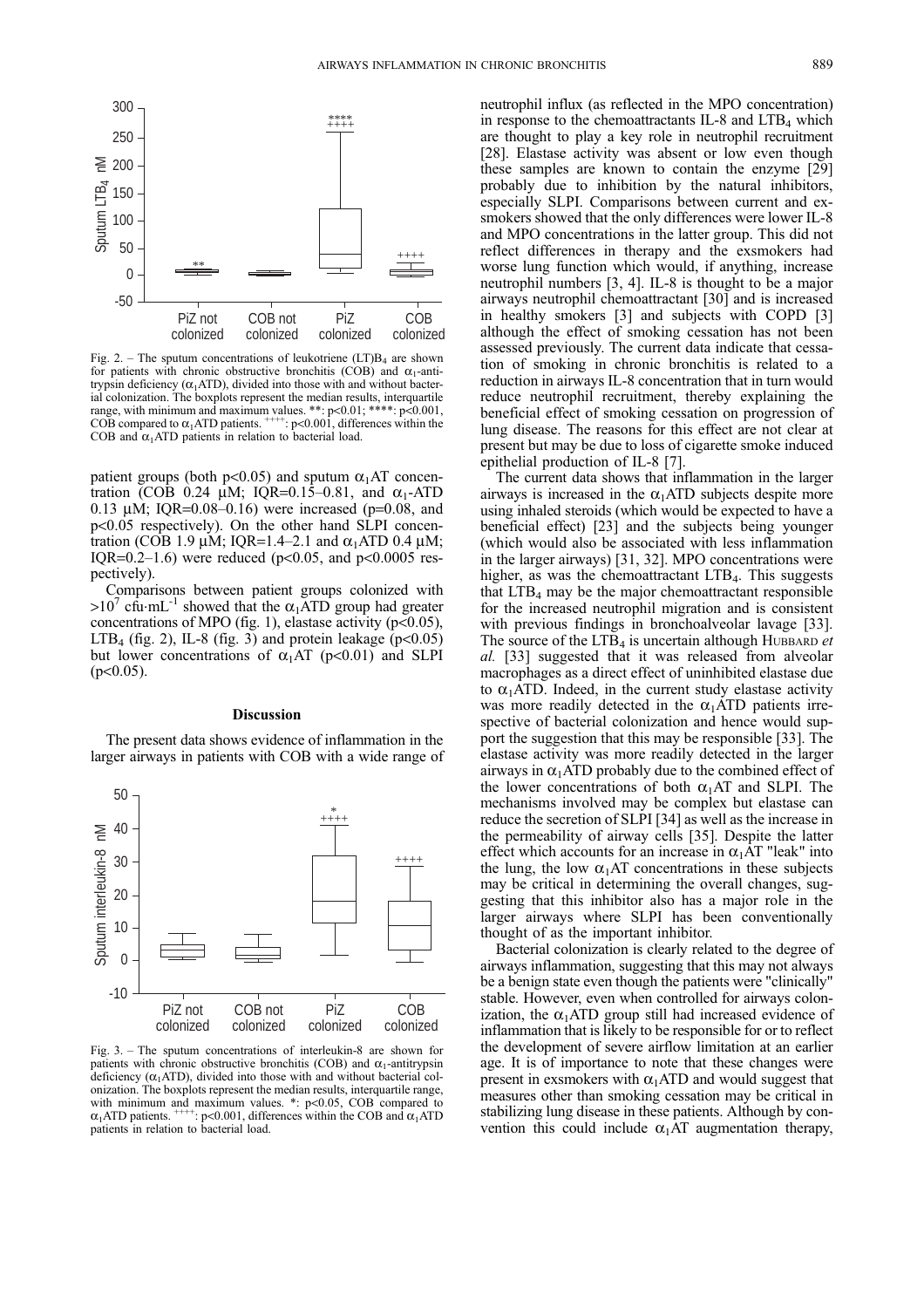Fig. 2. – The sputum concentrations of leukotriene (LT)$B_4$ are shown for patients with chronic obstructive bronchitis (COB) and $\alpha_1$-antitrypsin deficiency ($\alpha_1$ATD), divided into those with and without bacterial colonization. The boxplots represent the median results, interquartile range, with minimum and maximum values. **: $p<0.01$; ****: $p<0.001$, COB compared to $\alpha_1$ATD patients. ++++: $p<0.001$, differences within the COB and $\alpha_1$ATD patients in relation to bacterial load.

patient groups (both $p<0.05$) and sputum $\alpha_1$AT concentration (COB 0.24 μM; IQR=0.15–0.81, and $\alpha_1$-ATD 0.13 μM; IQR=0.08–0.16) were increased (p=0.08, and $p<0.05$ respectively). On the other hand SLPI concentration (COB 1.9 μM; IQR=1.4–2.1 and $\alpha_1$ATD 0.4 μM; IQR=0.2–1.6) were reduced ($p<0.05$, and $p<0.0005$ respectively).

Comparisons between patient groups colonized with $>10^7$ cfu·mL$^{-1}$ showed that the $\alpha_1$ATD group had greater concentrations of MPO (fig. 1), elastase activity ($p<0.05$), $LTB_4$ (fig. 2), IL-8 (fig. 3) and protein leakage ($p<0.05$) but lower concentrations of $\alpha_1$AT ($p<0.01$) and SLPI ($p<0.05$).

## Discussion

The present data shows evidence of inflammation in the larger airways in patients with COB with a wide range of

Fig. 3. – The sputum concentrations of interleukin-8 are shown for patients with chronic obstructive bronchitis (COB) and $\alpha_1$-antitrypsin deficiency ($\alpha_1$ATD), divided into those with and without bacterial colonization. The boxplots represent the median results, interquartile range, with minimum and maximum values. *: $p<0.05$, COB compared to $\alpha_1$ATD patients. ++++: $p<0.001$, differences within the COB and $\alpha_1$ATD patients in relation to bacterial load.

neutrophil influx (as reflected in the MPO concentration) in response to the chemoattractants IL-8 and $LTB_4$ which are thought to play a key role in neutrophil recruitment [28]. Elastase activity was absent or low even though these samples are known to contain the enzyme [29] probably due to inhibition by the natural inhibitors, especially SLPI. Comparisons between current and exsmokers showed that the only differences were lower IL-8 and MPO concentrations in the latter group. This did not reflect differences in therapy and the exsmokers had worse lung function which would, if anything, increase neutrophil numbers [3, 4]. IL-8 is thought to be a major airways neutrophil chemoattractant [30] and is increased in healthy smokers [3] and subjects with COPD [3] although the effect of smoking cessation has not been assessed previously. The current data indicate that cessation of smoking in chronic bronchitis is related to a reduction in airways IL-8 concentration that in turn would reduce neutrophil recruitment, thereby explaining the beneficial effect of smoking cessation on progression of lung disease. The reasons for this effect are not clear at present but may be due to loss of cigarette smoke induced epithelial production of IL-8 [7].

The current data shows that inflammation in the larger airways is increased in the $\alpha_1$ATD subjects despite more using inhaled steroids (which would be expected to have a beneficial effect) [23] and the subjects being younger (which would also be associated with less inflammation in the larger airways) [31, 32]. MPO concentrations were higher, as was the chemoattractant $LTB_4$. This suggests that $LTB_4$ may be the major chemoattractant responsible for the increased neutrophil migration and is consistent with previous findings in bronchoalveolar lavage [33]. The source of the $LTB_4$ is uncertain although HUBBARD *et al.* [33] suggested that it was released from alveolar macrophages as a direct effect of uninhibited elastase due to $\alpha_1$ATD. Indeed, in the current study elastase activity was more readily detected in the $\alpha_1$ATD patients irrespective of bacterial colonization and hence would support the suggestion that this may be responsible [33]. The elastase activity was more readily detected in the larger airways in $\alpha_1$ATD probably due to the combined effect of the lower concentrations of both $\alpha_1$AT and SLPI. The mechanisms involved may be complex but elastase can reduce the secretion of SLPI [34] as well as the increase in the permeability of airway cells [35]. Despite the latter effect which accounts for an increase in $\alpha_1$AT "leak" into the lung, the low $\alpha_1$AT concentrations in these subjects may be critical in determining the overall changes, suggesting that this inhibitor also has a major role in the larger airways where SLPI has been conventionally thought of as the important inhibitor.

Bacterial colonization is clearly related to the degree of airways inflammation, suggesting that this may not always be a benign state even though the patients were "clinically" stable. However, even when controlled for airways colonization, the $\alpha_1$ATD group still had increased evidence of inflammation that is likely to be responsible for or to reflect the development of severe airflow limitation at an earlier age. It is of importance to note that these changes were present in exsmokers with $\alpha_1$ATD and would suggest that measures other than smoking cessation may be critical in stabilizing lung disease in these patients. Although by convention this could include $\alpha_1$AT augmentation therapy,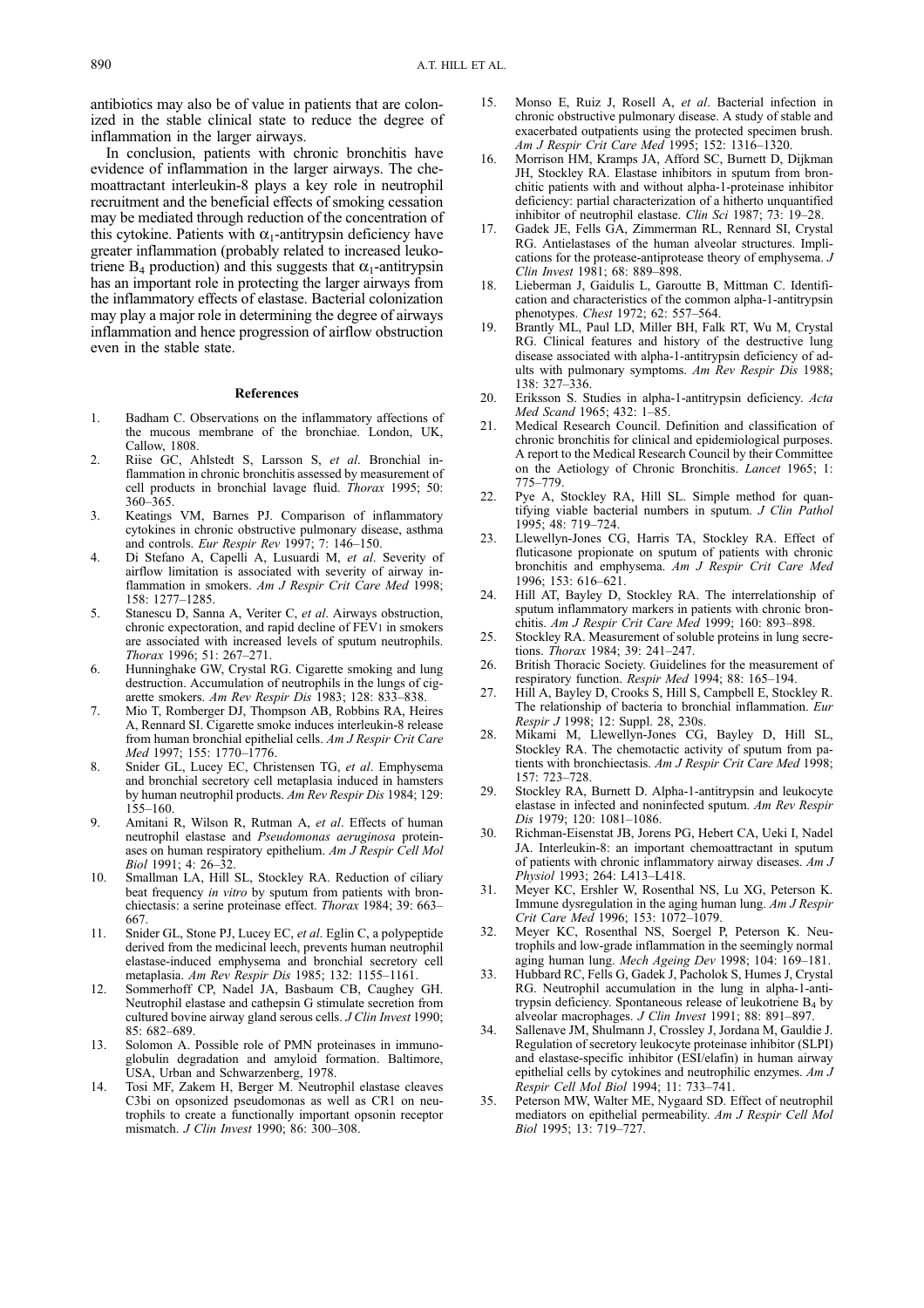antibiotics may also be of value in patients that are colonized in the stable clinical state to reduce the degree of inflammation in the larger airways.

In conclusion, patients with chronic bronchitis have evidence of inflammation in the larger airways. The chemoattractant interleukin-8 plays a key role in neutrophil recruitment and the beneficial effects of smoking cessation may be mediated through reduction of the concentration of this cytokine. Patients with $\alpha_1$-antitrypsin deficiency have greater inflammation (probably related to increased leukotriene $B_4$ production) and this suggests that $\alpha_1$-antitrypsin has an important role in protecting the larger airways from the inflammatory effects of elastase. Bacterial colonization may play a major role in determining the degree of airways inflammation and hence progression of airflow obstruction even in the stable state.

## References

1. Badham C. Observations on the inflammatory affections of the mucous membrane of the bronchiae. London, UK, Callow, 1808.
2. Riise GC, Ahlstedt S, Larsson S, *et al*. Bronchial inflammation in chronic bronchitis assessed by measurement of cell products in bronchial lavage fluid. *Thorax* 1995; 50: 360–365.
3. Keatings VM, Barnes PJ. Comparison of inflammatory cytokines in chronic obstructive pulmonary disease, asthma and controls. *Eur Respir Rev* 1997; 7: 146–150.
4. Di Stefano A, Capelli A, Lusuardi M, *et al*. Severity of airflow limitation is associated with severity of airway inflammation in smokers. *Am J Respir Crit Care Med* 1998; 158: 1277–1285.
5. Stanescu D, Sanna A, Veriter C, *et al*. Airways obstruction, chronic expectoration, and rapid decline of $FEV_1$ in smokers are associated with increased levels of sputum neutrophils. *Thorax* 1996; 51: 267–271.
6. Hunninghake GW, Crystal RG. Cigarette smoking and lung destruction. Accumulation of neutrophils in the lungs of cigarette smokers. *Am Rev Respir Dis* 1983; 128: 833–838.
7. Mio T, Romberger DJ, Thompson AB, Robbins RA, Heires A, Rennard SI. Cigarette smoke induces interleukin-8 release from human bronchial epithelial cells. *Am J Respir Crit Care Med* 1997; 155: 1770–1776.
8. Snider GL, Lucey EC, Christensen TG, *et al*. Emphysema and bronchial secretory cell metaplasia induced in hamsters by human neutrophil products. *Am Rev Respir Dis* 1984; 129: 155–160.
9. Amitani R, Wilson R, Rutman A, *et al*. Effects of human neutrophil elastase and *Pseudomonas aeruginosa* proteinases on human respiratory epithelium. *Am J Respir Cell Mol Biol* 1991; 4: 26–32.
10. Smallman LA, Hill SL, Stockley RA. Reduction of ciliary beat frequency *in vitro* by sputum from patients with bronchiectasis: a serine proteinase effect. *Thorax* 1984; 39: 663–667.
11. Snider GL, Stone PJ, Lucey EC, *et al*. Eglin C, a polypeptide derived from the medicinal leech, prevents human neutrophil elastase-induced emphysema and bronchial secretory cell metaplasia. *Am Rev Respir Dis* 1985; 132: 1155–1161.
12. Sommerhoff CP, Nadel JA, Basbaum CB, Caughey GH. Neutrophil elastase and cathepsin G stimulate secretion from cultured bovine airway gland serous cells. *J Clin Invest* 1990; 85: 682–689.
13. Solomon A. Possible role of PMN proteinases in immunoglobulin degradation and amyloid formation. Baltimore, USA, Urban and Schwarzenberg, 1978.
14. Tosi MF, Zakem H, Berger M. Neutrophil elastase cleaves C3bi on opsonized pseudomonas as well as CR1 on neutrophils to create a functionally important opsonin receptor mismatch. *J Clin Invest* 1990; 86: 300–308.
15. Monso E, Ruiz J, Rosell A, *et al*. Bacterial infection in chronic obstructive pulmonary disease. A study of stable and exacerbated outpatients using the protected specimen brush. *Am J Respir Crit Care Med* 1995; 152: 1316–1320.
16. Morrison HM, Kramps JA, Afford SC, Burnett D, Dijkman JH, Stockley RA. Elastase inhibitors in sputum from bronchitic patients with and without alpha-1-proteinase inhibitor deficiency: partial characterization of a hitherto unquantified inhibitor of neutrophil elastase. *Clin Sci* 1987; 73: 19–28.
17. Gadek JE, Fells GA, Zimmerman RL, Rennard SI, Crystal RG. Antielastases of the human alveolar structures. Implications for the protease-antiprotease theory of emphysema. *J Clin Invest* 1981; 68: 889–898.
18. Lieberman J, Gaidulis L, Garoutte B, Mittman C. Identification and characteristics of the common alpha-1-antitrypsin phenotypes. *Chest* 1972; 62: 557–564.
19. Brantly ML, Paul LD, Miller BH, Falk RT, Wu M, Crystal RG. Clinical features and history of the destructive lung disease associated with alpha-1-antitrypsin deficiency of adults with pulmonary symptoms. *Am Rev Respir Dis* 1988; 138: 327–336.
20. Eriksson S. Studies in alpha-1-antitrypsin deficiency. *Acta Med Scand* 1965; 432: 1–85.
21. Medical Research Council. Definition and classification of chronic bronchitis for clinical and epidemiological purposes. A report to the Medical Research Council by their Committee on the Aetiology of Chronic Bronchitis. *Lancet* 1965; 1: 775–779.
22. Pye A, Stockley RA, Hill SL. Simple method for quantifying viable bacterial numbers in sputum. *J Clin Pathol* 1995; 48: 719–724.
23. Llewellyn-Jones CG, Harris TA, Stockley RA. Effect of fluticasone propionate on sputum of patients with chronic bronchitis and emphysema. *Am J Respir Crit Care Med* 1996; 153: 616–621.
24. Hill AT, Bayley D, Stockley RA. The interrelationship of sputum inflammatory markers in patients with chronic bronchitis. *Am J Respir Crit Care Med* 1999; 160: 893–898.
25. Stockley RA. Measurement of soluble proteins in lung secretions. *Thorax* 1984; 39: 241–247.
26. British Thoracic Society. Guidelines for the measurement of respiratory function. *Respir Med* 1994; 88: 165–194.
27. Hill A, Bayley D, Crooks S, Hill S, Campbell E, Stockley R. The relationship of bacteria to bronchial inflammation. *Eur Respir J* 1998; 12: Suppl. 28, 230s.
28. Mikami M, Llewellyn-Jones CG, Bayley D, Hill SL, Stockley RA. The chemotactic activity of sputum from patients with bronchiectasis. *Am J Respir Crit Care Med* 1998; 157: 723–728.
29. Stockley RA, Burnett D. Alpha-1-antitrypsin and leukocyte elastase in infected and noninfected sputum. *Am Rev Respir Dis* 1979; 120: 1081–1086.
30. Richman-Eisenstat JB, Jorens PG, Hebert CA, Ueki I, Nadel JA. Interleukin-8: an important chemoattractant in sputum of patients with chronic inflammatory airway diseases. *Am J Physiol* 1993; 264: L413–L418.
31. Meyer KC, Ershler W, Rosenthal NS, Lu XG, Peterson K. Immune dysregulation in the aging human lung. *Am J Respir Crit Care Med* 1996; 153: 1072–1079.
32. Meyer KC, Rosenthal NS, Soergel P, Peterson K. Neutrophils and low-grade inflammation in the seemingly normal aging human lung. *Mech Ageing Dev* 1998; 104: 169–181.
33. Hubbard RC, Fells G, Gadek J, Pacholok S, Humes J, Crystal RG. Neutrophil accumulation in the lung in alpha-1-antitrypsin deficiency. Spontaneous release of leukotriene $B_4$ by alveolar macrophages. *J Clin Invest* 1991; 88: 891–897.
34. Sallenave JM, Shulmann J, Crossley J, Jordana M, Gauldie J. Regulation of secretory leukocyte proteinase inhibitor (SLPI) and elastase-specific inhibitor (ESI/elafin) in human airway epithelial cells by cytokines and neutrophilic enzymes. *Am J Respir Cell Mol Biol* 1994; 11: 733–741.
35. Peterson MW, Walter ME, Nygaard SD. Effect of neutrophil mediators on epithelial permeability. *Am J Respir Cell Mol Biol* 1995; 13: 719–727.